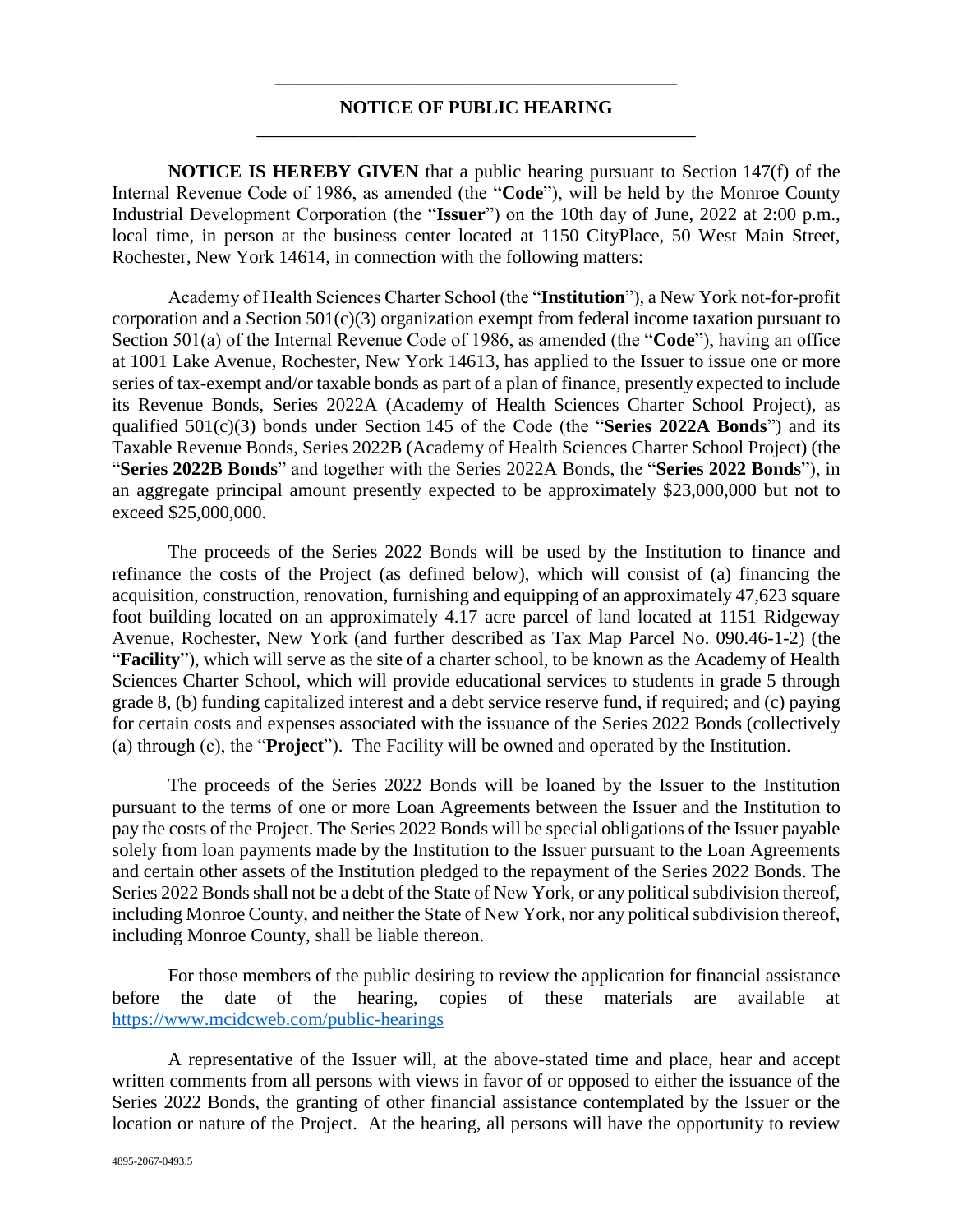# NOTICE OF PUBLIC HEARING

**NOTICE IS HEREBY GIVEN** that a public hearing pursuant to Section 147(f) of the Internal Revenue Code of 1986, as amended (the "**Code**"), will be held by the Monroe County Industrial Development Corporation (the "**Issuer**") on the 10th day of June, 2022 at 2:00 p.m., local time, in person at the business center located at 1150 CityPlace, 50 West Main Street, Rochester, New York 14614, in connection with the following matters:

Academy of Health Sciences Charter School (the "**Institution**"), a New York not-for-profit corporation and a Section 501(c)(3) organization exempt from federal income taxation pursuant to Section 501(a) of the Internal Revenue Code of 1986, as amended (the "**Code**"), having an office at 1001 Lake Avenue, Rochester, New York 14613, has applied to the Issuer to issue one or more series of tax-exempt and/or taxable bonds as part of a plan of finance, presently expected to include its Revenue Bonds, Series 2022A (Academy of Health Sciences Charter School Project), as qualified 501(c)(3) bonds under Section 145 of the Code (the "**Series 2022A Bonds**") and its Taxable Revenue Bonds, Series 2022B (Academy of Health Sciences Charter School Project) (the "**Series 2022B Bonds**" and together with the Series 2022A Bonds, the "**Series 2022 Bonds**"), in an aggregate principal amount presently expected to be approximately $23,000,000 but not to exceed $25,000,000.

The proceeds of the Series 2022 Bonds will be used by the Institution to finance and refinance the costs of the Project (as defined below), which will consist of (a) financing the acquisition, construction, renovation, furnishing and equipping of an approximately 47,623 square foot building located on an approximately 4.17 acre parcel of land located at 1151 Ridgeway Avenue, Rochester, New York (and further described as Tax Map Parcel No. 090.46-1-2) (the "**Facility**"), which will serve as the site of a charter school, to be known as the Academy of Health Sciences Charter School, which will provide educational services to students in grade 5 through grade 8, (b) funding capitalized interest and a debt service reserve fund, if required; and (c) paying for certain costs and expenses associated with the issuance of the Series 2022 Bonds (collectively (a) through (c), the "**Project**"). The Facility will be owned and operated by the Institution.

The proceeds of the Series 2022 Bonds will be loaned by the Issuer to the Institution pursuant to the terms of one or more Loan Agreements between the Issuer and the Institution to pay the costs of the Project. The Series 2022 Bonds will be special obligations of the Issuer payable solely from loan payments made by the Institution to the Issuer pursuant to the Loan Agreements and certain other assets of the Institution pledged to the repayment of the Series 2022 Bonds. The Series 2022 Bonds shall not be a debt of the State of New York, or any political subdivision thereof, including Monroe County, and neither the State of New York, nor any political subdivision thereof, including Monroe County, shall be liable thereon.

For those members of the public desiring to review the application for financial assistance before the date of the hearing, copies of these materials are available at https://www.mcidcweb.com/public-hearings

A representative of the Issuer will, at the above-stated time and place, hear and accept written comments from all persons with views in favor of or opposed to either the issuance of the Series 2022 Bonds, the granting of other financial assistance contemplated by the Issuer or the location or nature of the Project. At the hearing, all persons will have the opportunity to review

4895-2067-0493.5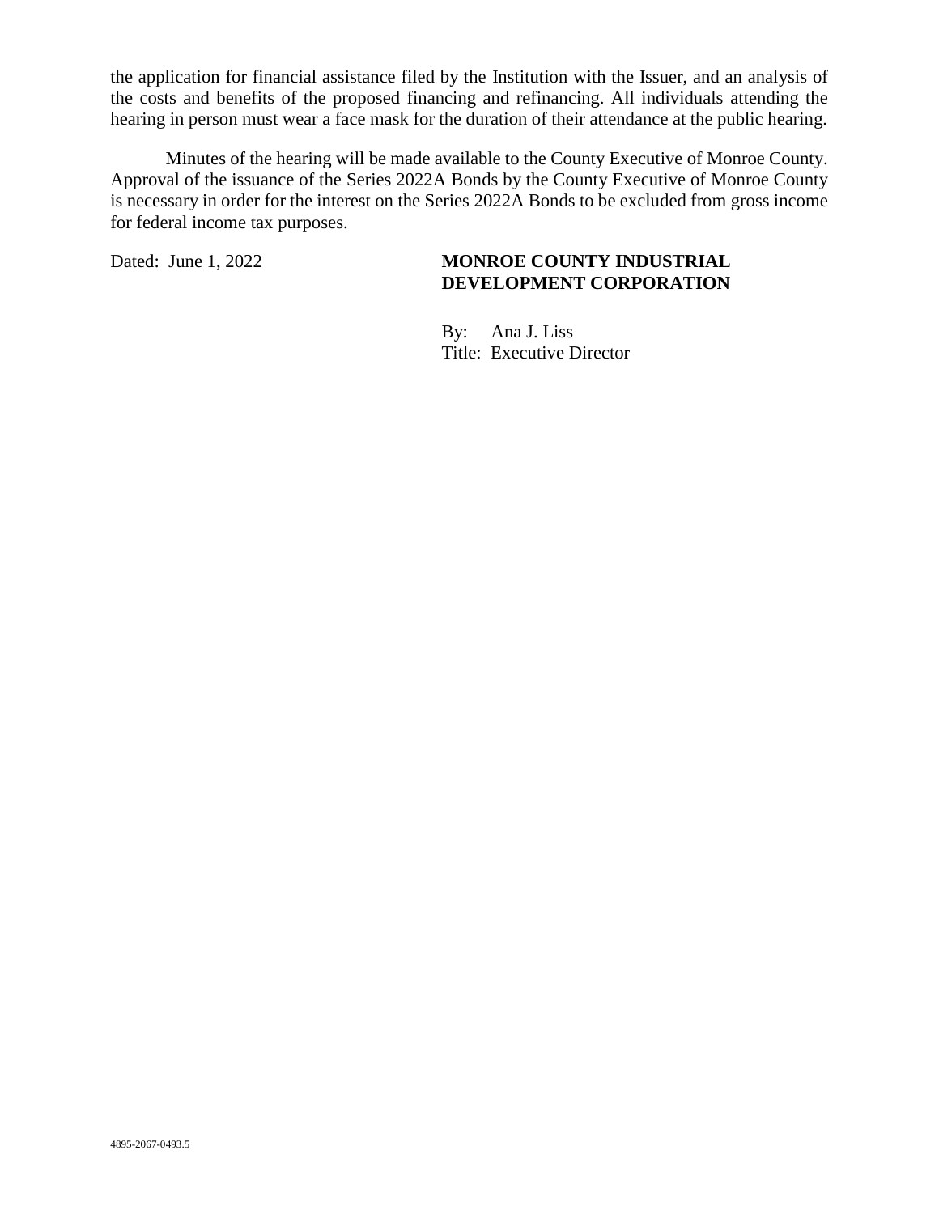the application for financial assistance filed by the Institution with the Issuer, and an analysis of the costs and benefits of the proposed financing and refinancing. All individuals attending the hearing in person must wear a face mask for the duration of their attendance at the public hearing.

Minutes of the hearing will be made available to the County Executive of Monroe County. Approval of the issuance of the Series 2022A Bonds by the County Executive of Monroe County is necessary in order for the interest on the Series 2022A Bonds to be excluded from gross income for federal income tax purposes.

Dated: June 1, 2022

**MONROE COUNTY INDUSTRIAL DEVELOPMENT CORPORATION**

By: Ana J. Liss
Title: Executive Director

4895-2067-0493.5